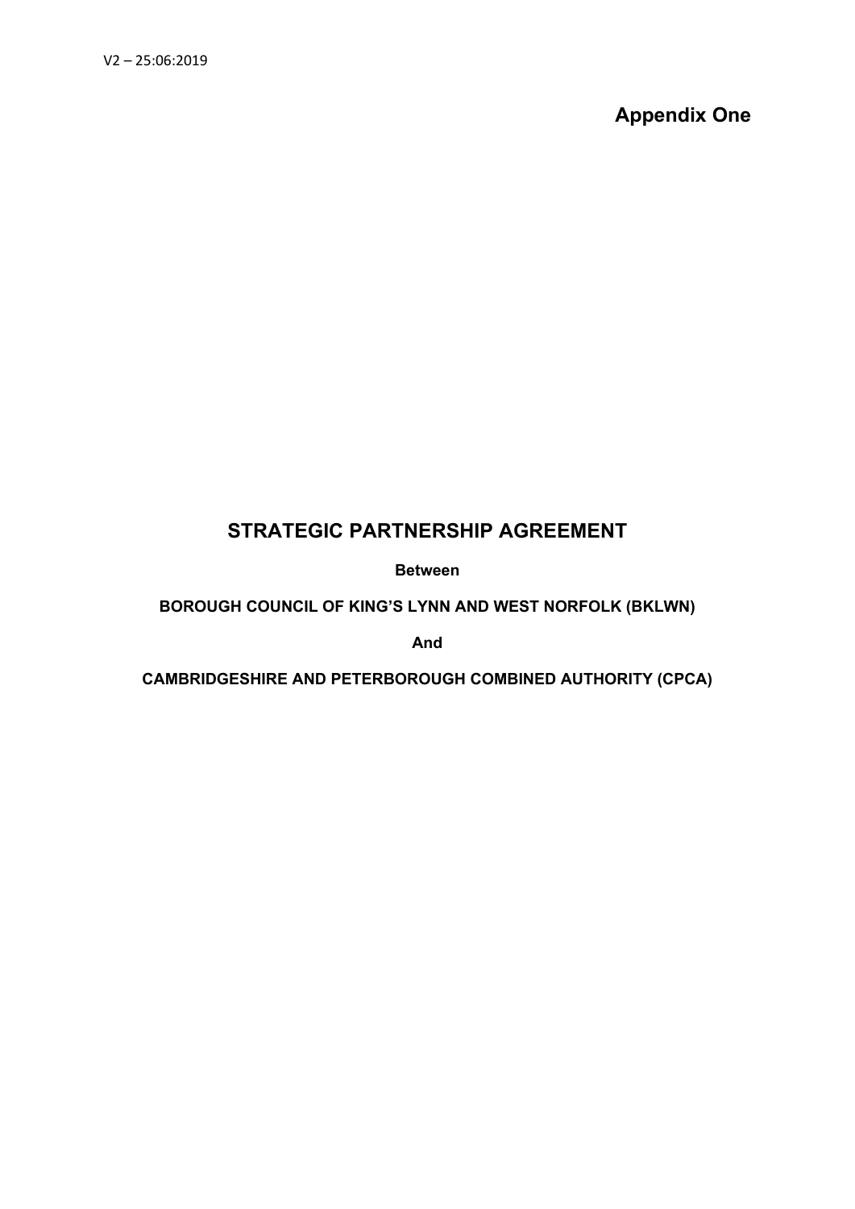V2 – 25:06:2019

**Appendix One**

# STRATEGIC PARTNERSHIP AGREEMENT

**Between**

**BOROUGH COUNCIL OF KING'S LYNN AND WEST NORFOLK (BKLWN)**

**And**

**CAMBRIDGESHIRE AND PETERBOROUGH COMBINED AUTHORITY (CPCA)**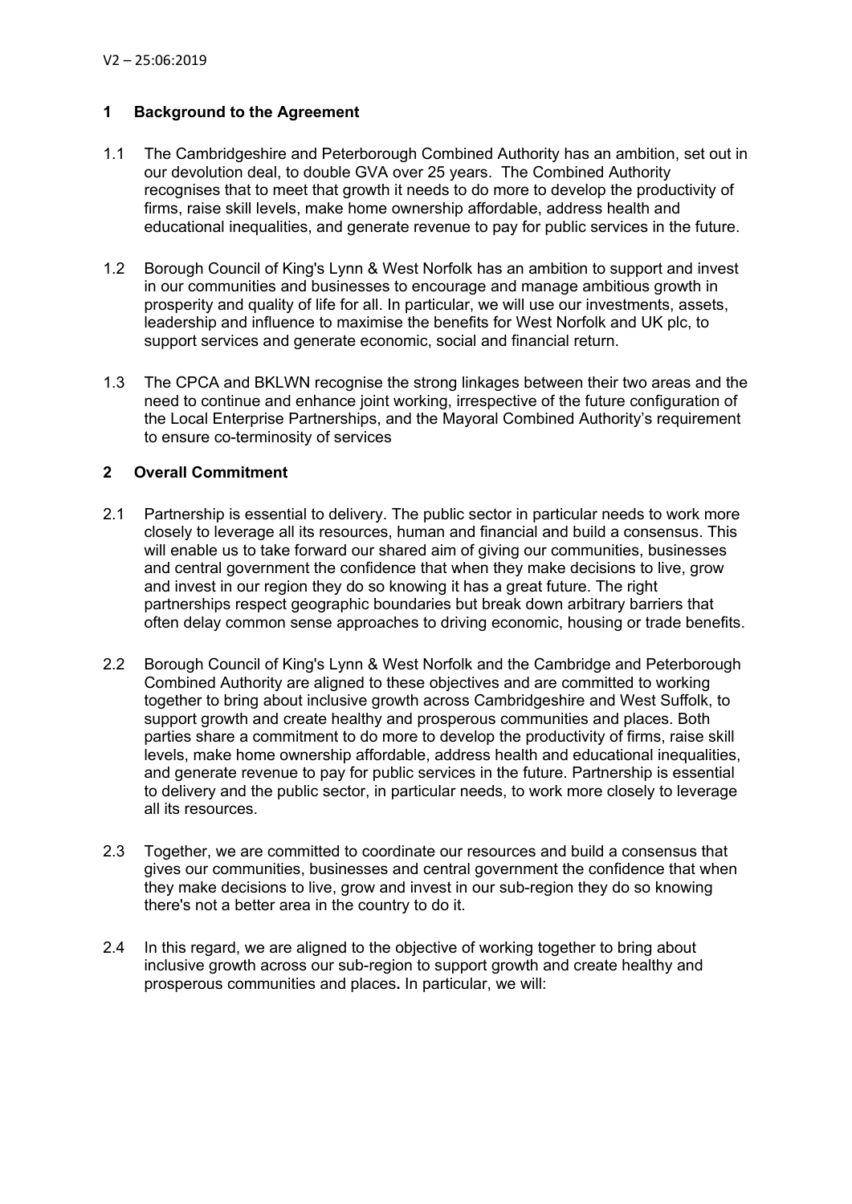V2 – 25:06:2019

## 1 Background to the Agreement

1.1 The Cambridgeshire and Peterborough Combined Authority has an ambition, set out in our devolution deal, to double GVA over 25 years. The Combined Authority recognises that to meet that growth it needs to do more to develop the productivity of firms, raise skill levels, make home ownership affordable, address health and educational inequalities, and generate revenue to pay for public services in the future.

1.2 Borough Council of King's Lynn & West Norfolk has an ambition to support and invest in our communities and businesses to encourage and manage ambitious growth in prosperity and quality of life for all. In particular, we will use our investments, assets, leadership and influence to maximise the benefits for West Norfolk and UK plc, to support services and generate economic, social and financial return.

1.3 The CPCA and BKLWN recognise the strong linkages between their two areas and the need to continue and enhance joint working, irrespective of the future configuration of the Local Enterprise Partnerships, and the Mayoral Combined Authority's requirement to ensure co-terminosity of services

## 2 Overall Commitment

2.1 Partnership is essential to delivery. The public sector in particular needs to work more closely to leverage all its resources, human and financial and build a consensus. This will enable us to take forward our shared aim of giving our communities, businesses and central government the confidence that when they make decisions to live, grow and invest in our region they do so knowing it has a great future. The right partnerships respect geographic boundaries but break down arbitrary barriers that often delay common sense approaches to driving economic, housing or trade benefits.

2.2 Borough Council of King's Lynn & West Norfolk and the Cambridge and Peterborough Combined Authority are aligned to these objectives and are committed to working together to bring about inclusive growth across Cambridgeshire and West Suffolk, to support growth and create healthy and prosperous communities and places. Both parties share a commitment to do more to develop the productivity of firms, raise skill levels, make home ownership affordable, address health and educational inequalities, and generate revenue to pay for public services in the future. Partnership is essential to delivery and the public sector, in particular needs, to work more closely to leverage all its resources.

2.3 Together, we are committed to coordinate our resources and build a consensus that gives our communities, businesses and central government the confidence that when they make decisions to live, grow and invest in our sub-region they do so knowing there's not a better area in the country to do it.

2.4 In this regard, we are aligned to the objective of working together to bring about inclusive growth across our sub-region to support growth and create healthy and prosperous communities and places**.** In particular, we will: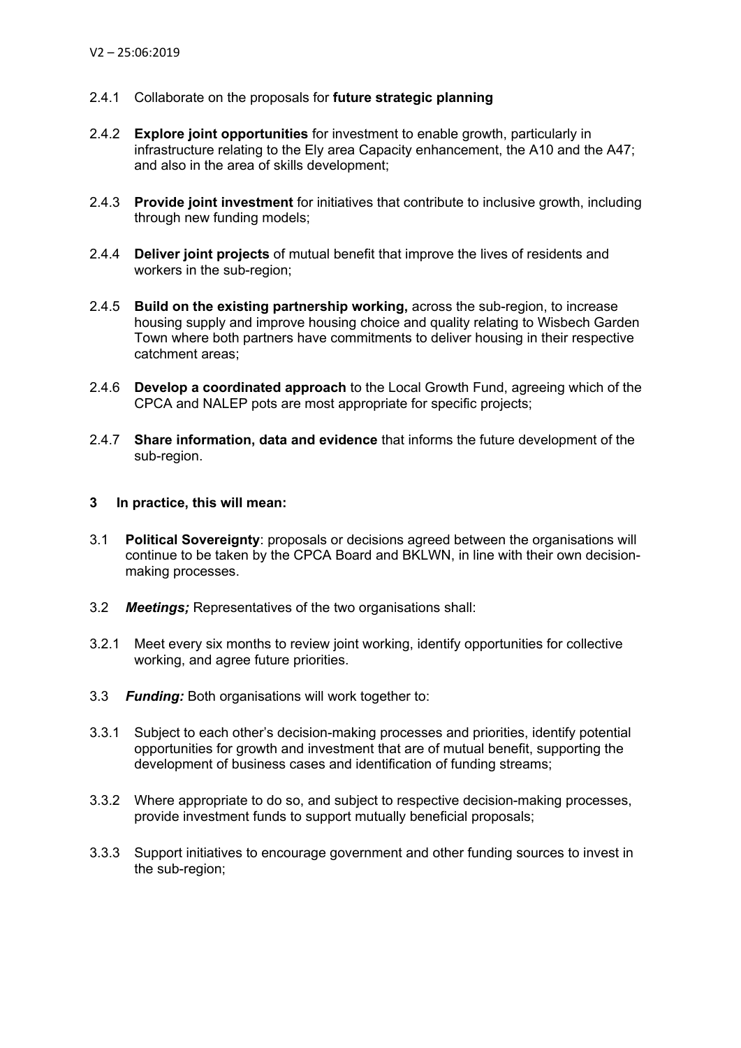2.4.1 Collaborate on the proposals for **future strategic planning**

2.4.2 **Explore joint opportunities** for investment to enable growth, particularly in infrastructure relating to the Ely area Capacity enhancement, the A10 and the A47; and also in the area of skills development;

2.4.3 **Provide joint investment** for initiatives that contribute to inclusive growth, including through new funding models;

2.4.4 **Deliver joint projects** of mutual benefit that improve the lives of residents and workers in the sub-region;

2.4.5 **Build on the existing partnership working,** across the sub-region, to increase housing supply and improve housing choice and quality relating to Wisbech Garden Town where both partners have commitments to deliver housing in their respective catchment areas;

2.4.6 **Develop a coordinated approach** to the Local Growth Fund, agreeing which of the CPCA and NALEP pots are most appropriate for specific projects;

2.4.7 **Share information, data and evidence** that informs the future development of the sub-region.

## 3 In practice, this will mean:

3.1 **Political Sovereignty**: proposals or decisions agreed between the organisations will continue to be taken by the CPCA Board and BKLWN, in line with their own decision-making processes.

3.2 ***Meetings;*** Representatives of the two organisations shall:

3.2.1 Meet every six months to review joint working, identify opportunities for collective working, and agree future priorities.

3.3 ***Funding:*** Both organisations will work together to:

3.3.1 Subject to each other's decision-making processes and priorities, identify potential opportunities for growth and investment that are of mutual benefit, supporting the development of business cases and identification of funding streams;

3.3.2 Where appropriate to do so, and subject to respective decision-making processes, provide investment funds to support mutually beneficial proposals;

3.3.3 Support initiatives to encourage government and other funding sources to invest in the sub-region;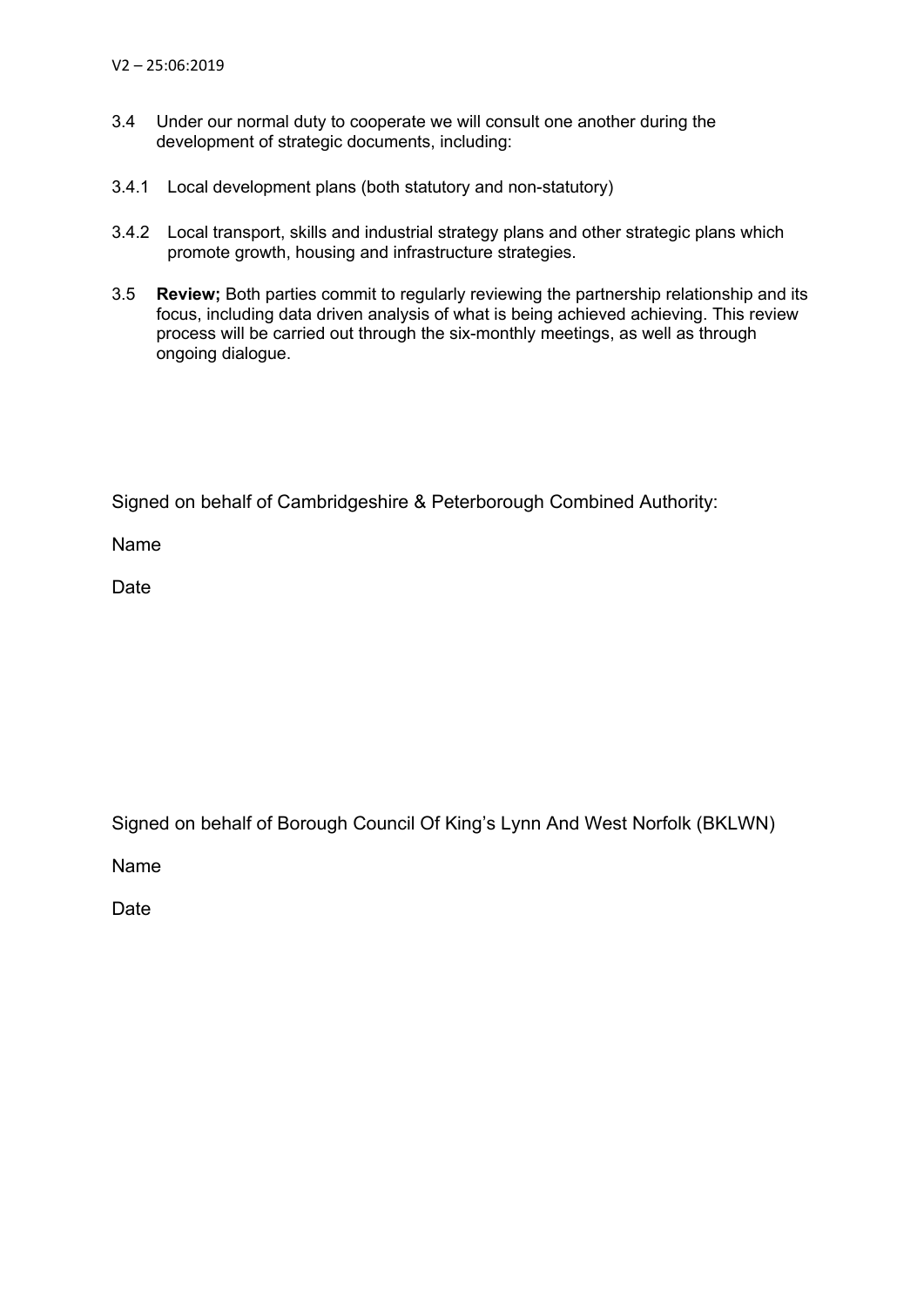3.4 Under our normal duty to cooperate we will consult one another during the development of strategic documents, including:

3.4.1 Local development plans (both statutory and non-statutory)

3.4.2 Local transport, skills and industrial strategy plans and other strategic plans which promote growth, housing and infrastructure strategies.

3.5 **Review;** Both parties commit to regularly reviewing the partnership relationship and its focus, including data driven analysis of what is being achieved achieving. This review process will be carried out through the six-monthly meetings, as well as through ongoing dialogue.

Signed on behalf of Cambridgeshire & Peterborough Combined Authority:

Name

Date

Signed on behalf of Borough Council Of King's Lynn And West Norfolk (BKLWN)

Name

Date